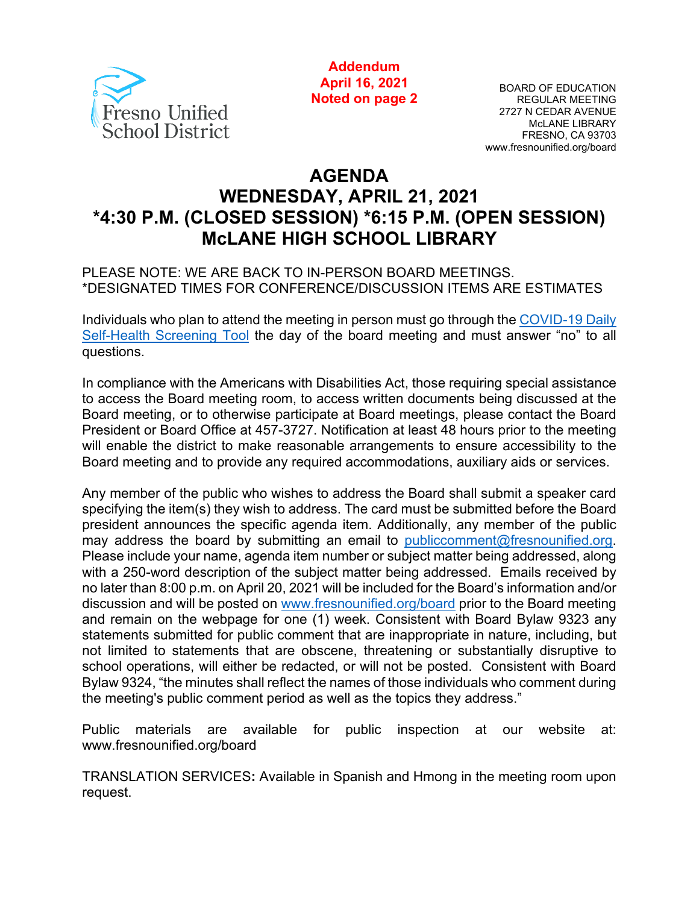Fresno Unified School District

**Addendum**
**April 16, 2021**
**Noted on page 2**

BOARD OF EDUCATION
REGULAR MEETING
2727 N CEDAR AVENUE
McLANE LIBRARY
FRESNO, CA 93703
www.fresnounified.org/board

# AGENDA
# WEDNESDAY, APRIL 21, 2021
# *4:30 P.M. (CLOSED SESSION) *6:15 P.M. (OPEN SESSION)
# McLANE HIGH SCHOOL LIBRARY

PLEASE NOTE: WE ARE BACK TO IN-PERSON BOARD MEETINGS.
*DESIGNATED TIMES FOR CONFERENCE/DISCUSSION ITEMS ARE ESTIMATES

Individuals who plan to attend the meeting in person must go through the COVID-19 Daily Self-Health Screening Tool the day of the board meeting and must answer "no" to all questions.

In compliance with the Americans with Disabilities Act, those requiring special assistance to access the Board meeting room, to access written documents being discussed at the Board meeting, or to otherwise participate at Board meetings, please contact the Board President or Board Office at 457-3727. Notification at least 48 hours prior to the meeting will enable the district to make reasonable arrangements to ensure accessibility to the Board meeting and to provide any required accommodations, auxiliary aids or services.

Any member of the public who wishes to address the Board shall submit a speaker card specifying the item(s) they wish to address. The card must be submitted before the Board president announces the specific agenda item. Additionally, any member of the public may address the board by submitting an email to publiccomment@fresnounified.org. Please include your name, agenda item number or subject matter being addressed, along with a 250-word description of the subject matter being addressed. Emails received by no later than 8:00 p.m. on April 20, 2021 will be included for the Board's information and/or discussion and will be posted on www.fresnounified.org/board prior to the Board meeting and remain on the webpage for one (1) week. Consistent with Board Bylaw 9323 any statements submitted for public comment that are inappropriate in nature, including, but not limited to statements that are obscene, threatening or substantially disruptive to school operations, will either be redacted, or will not be posted. Consistent with Board Bylaw 9324, "the minutes shall reflect the names of those individuals who comment during the meeting's public comment period as well as the topics they address."

Public materials are available for public inspection at our website at: www.fresnounified.org/board

TRANSLATION SERVICES**:** Available in Spanish and Hmong in the meeting room upon request.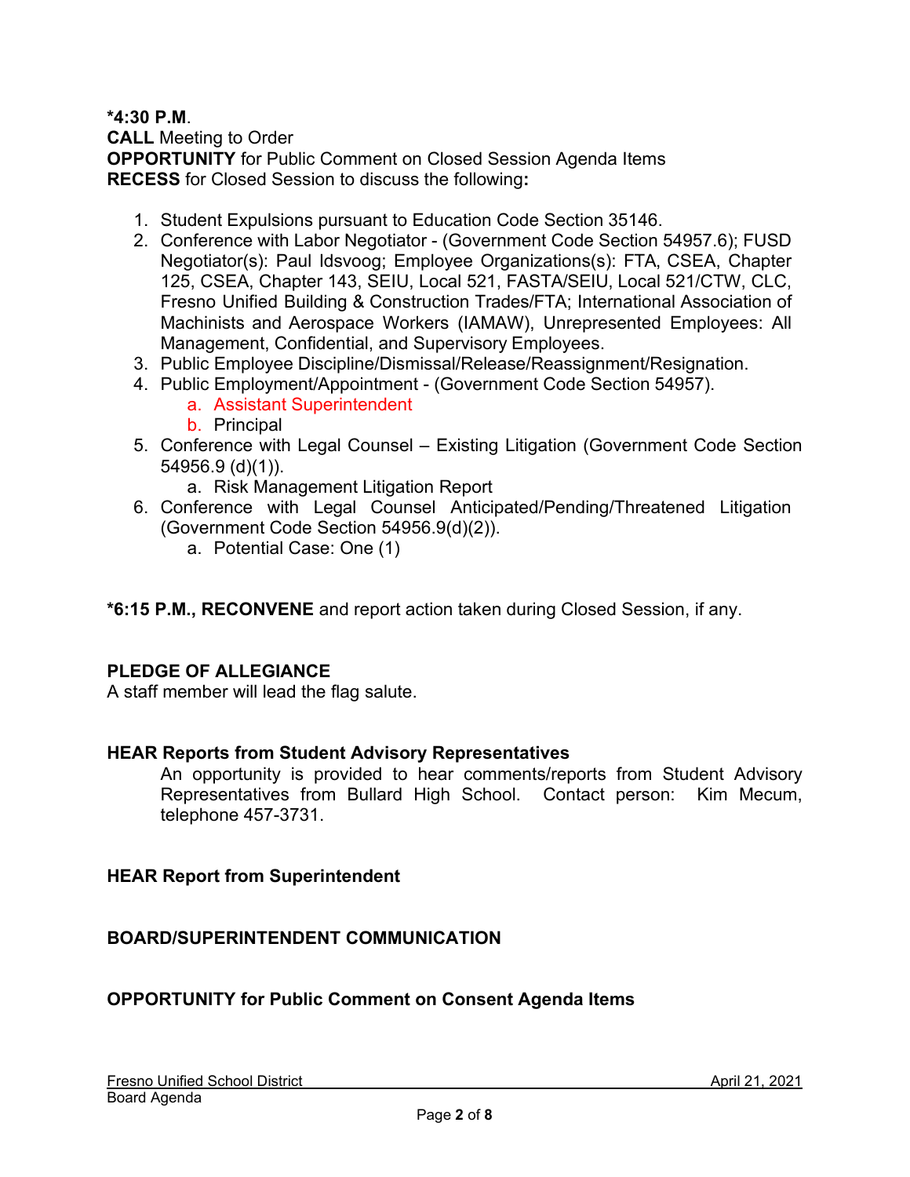**\*4:30 P.M**.
**CALL** Meeting to Order
**OPPORTUNITY** for Public Comment on Closed Session Agenda Items
**RECESS** for Closed Session to discuss the following**:**

1. Student Expulsions pursuant to Education Code Section 35146.
2. Conference with Labor Negotiator - (Government Code Section 54957.6); FUSD Negotiator(s): Paul Idsvoog; Employee Organizations(s): FTA, CSEA, Chapter 125, CSEA, Chapter 143, SEIU, Local 521, FASTA/SEIU, Local 521/CTW, CLC, Fresno Unified Building & Construction Trades/FTA; International Association of Machinists and Aerospace Workers (IAMAW), Unrepresented Employees: All Management, Confidential, and Supervisory Employees.
3. Public Employee Discipline/Dismissal/Release/Reassignment/Resignation.
4. Public Employment/Appointment - (Government Code Section 54957).
    a. Assistant Superintendent
    b. Principal
5. Conference with Legal Counsel – Existing Litigation (Government Code Section 54956.9 (d)(1)).
    a. Risk Management Litigation Report
6. Conference with Legal Counsel Anticipated/Pending/Threatened Litigation (Government Code Section 54956.9(d)(2)).
    a. Potential Case: One (1)

**\*6:15 P.M., RECONVENE** and report action taken during Closed Session, if any.

**PLEDGE OF ALLEGIANCE**
A staff member will lead the flag salute.

**HEAR Reports from Student Advisory Representatives**
An opportunity is provided to hear comments/reports from Student Advisory Representatives from Bullard High School. Contact person: Kim Mecum, telephone 457-3731.

**HEAR Report from Superintendent**

**BOARD/SUPERINTENDENT COMMUNICATION**

**OPPORTUNITY for Public Comment on Consent Agenda Items**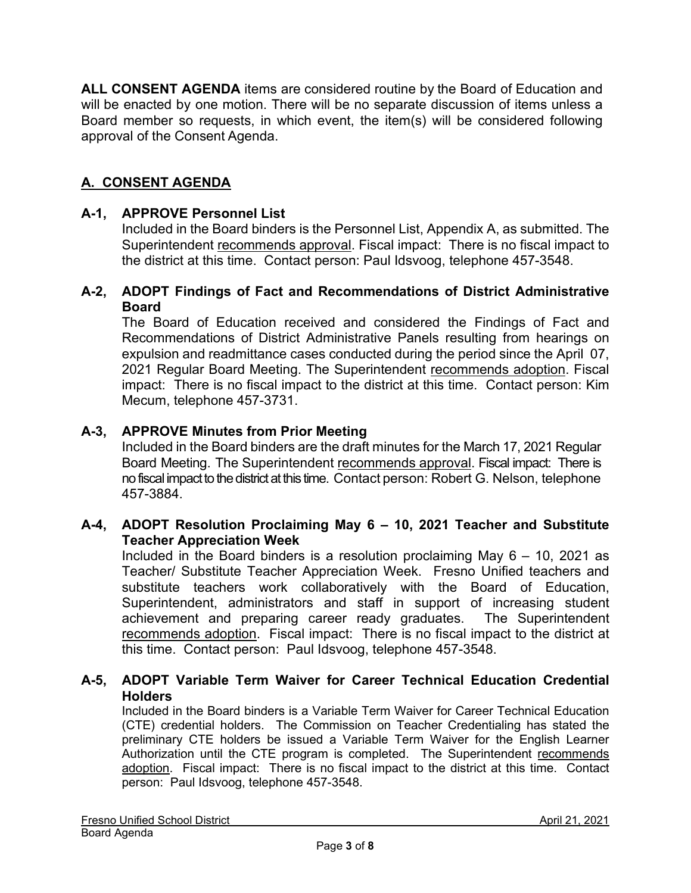**ALL CONSENT AGENDA** items are considered routine by the Board of Education and will be enacted by one motion. There will be no separate discussion of items unless a Board member so requests, in which event, the item(s) will be considered following approval of the Consent Agenda.

## A. CONSENT AGENDA

### A-1, APPROVE Personnel List

Included in the Board binders is the Personnel List, Appendix A, as submitted. The Superintendent recommends approval. Fiscal impact: There is no fiscal impact to the district at this time. Contact person: Paul Idsvoog, telephone 457-3548.

### A-2, ADOPT Findings of Fact and Recommendations of District Administrative Board

The Board of Education received and considered the Findings of Fact and Recommendations of District Administrative Panels resulting from hearings on expulsion and readmittance cases conducted during the period since the April 07, 2021 Regular Board Meeting. The Superintendent recommends adoption. Fiscal impact: There is no fiscal impact to the district at this time. Contact person: Kim Mecum, telephone 457-3731.

### A-3, APPROVE Minutes from Prior Meeting

Included in the Board binders are the draft minutes for the March 17, 2021 Regular Board Meeting. The Superintendent recommends approval. Fiscal impact: There is no fiscal impact to the district at this time. Contact person: Robert G. Nelson, telephone 457-3884.

### A-4, ADOPT Resolution Proclaiming May 6 – 10, 2021 Teacher and Substitute Teacher Appreciation Week

Included in the Board binders is a resolution proclaiming May 6 – 10, 2021 as Teacher/ Substitute Teacher Appreciation Week. Fresno Unified teachers and substitute teachers work collaboratively with the Board of Education, Superintendent, administrators and staff in support of increasing student achievement and preparing career ready graduates. The Superintendent recommends adoption. Fiscal impact: There is no fiscal impact to the district at this time. Contact person: Paul Idsvoog, telephone 457-3548.

### A-5, ADOPT Variable Term Waiver for Career Technical Education Credential Holders

Included in the Board binders is a Variable Term Waiver for Career Technical Education (CTE) credential holders. The Commission on Teacher Credentialing has stated the preliminary CTE holders be issued a Variable Term Waiver for the English Learner Authorization until the CTE program is completed. The Superintendent recommends adoption. Fiscal impact: There is no fiscal impact to the district at this time. Contact person: Paul Idsvoog, telephone 457-3548.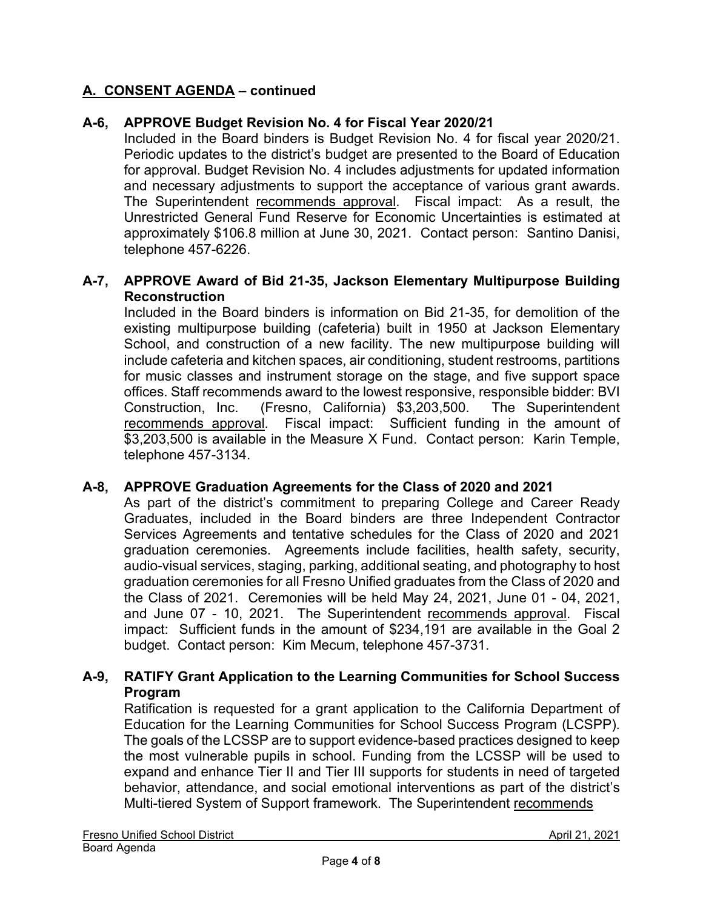## A. CONSENT AGENDA – continued

### A-6, APPROVE Budget Revision No. 4 for Fiscal Year 2020/21

Included in the Board binders is Budget Revision No. 4 for fiscal year 2020/21. Periodic updates to the district's budget are presented to the Board of Education for approval. Budget Revision No. 4 includes adjustments for updated information and necessary adjustments to support the acceptance of various grant awards. The Superintendent recommends approval. Fiscal impact: As a result, the Unrestricted General Fund Reserve for Economic Uncertainties is estimated at approximately $106.8 million at June 30, 2021. Contact person: Santino Danisi, telephone 457-6226.

### A-7, APPROVE Award of Bid 21-35, Jackson Elementary Multipurpose Building Reconstruction

Included in the Board binders is information on Bid 21-35, for demolition of the existing multipurpose building (cafeteria) built in 1950 at Jackson Elementary School, and construction of a new facility. The new multipurpose building will include cafeteria and kitchen spaces, air conditioning, student restrooms, partitions for music classes and instrument storage on the stage, and five support space offices. Staff recommends award to the lowest responsive, responsible bidder: BVI Construction, Inc. (Fresno, California) $3,203,500. The Superintendent recommends approval. Fiscal impact: Sufficient funding in the amount of $3,203,500 is available in the Measure X Fund. Contact person: Karin Temple, telephone 457-3134.

### A-8, APPROVE Graduation Agreements for the Class of 2020 and 2021

As part of the district's commitment to preparing College and Career Ready Graduates, included in the Board binders are three Independent Contractor Services Agreements and tentative schedules for the Class of 2020 and 2021 graduation ceremonies. Agreements include facilities, health safety, security, audio-visual services, staging, parking, additional seating, and photography to host graduation ceremonies for all Fresno Unified graduates from the Class of 2020 and the Class of 2021. Ceremonies will be held May 24, 2021, June 01 - 04, 2021, and June 07 - 10, 2021. The Superintendent recommends approval. Fiscal impact: Sufficient funds in the amount of $234,191 are available in the Goal 2 budget. Contact person: Kim Mecum, telephone 457-3731.

### A-9, RATIFY Grant Application to the Learning Communities for School Success Program

Ratification is requested for a grant application to the California Department of Education for the Learning Communities for School Success Program (LCSPP). The goals of the LCSSP are to support evidence-based practices designed to keep the most vulnerable pupils in school. Funding from the LCSSP will be used to expand and enhance Tier II and Tier III supports for students in need of targeted behavior, attendance, and social emotional interventions as part of the district's Multi-tiered System of Support framework. The Superintendent recommends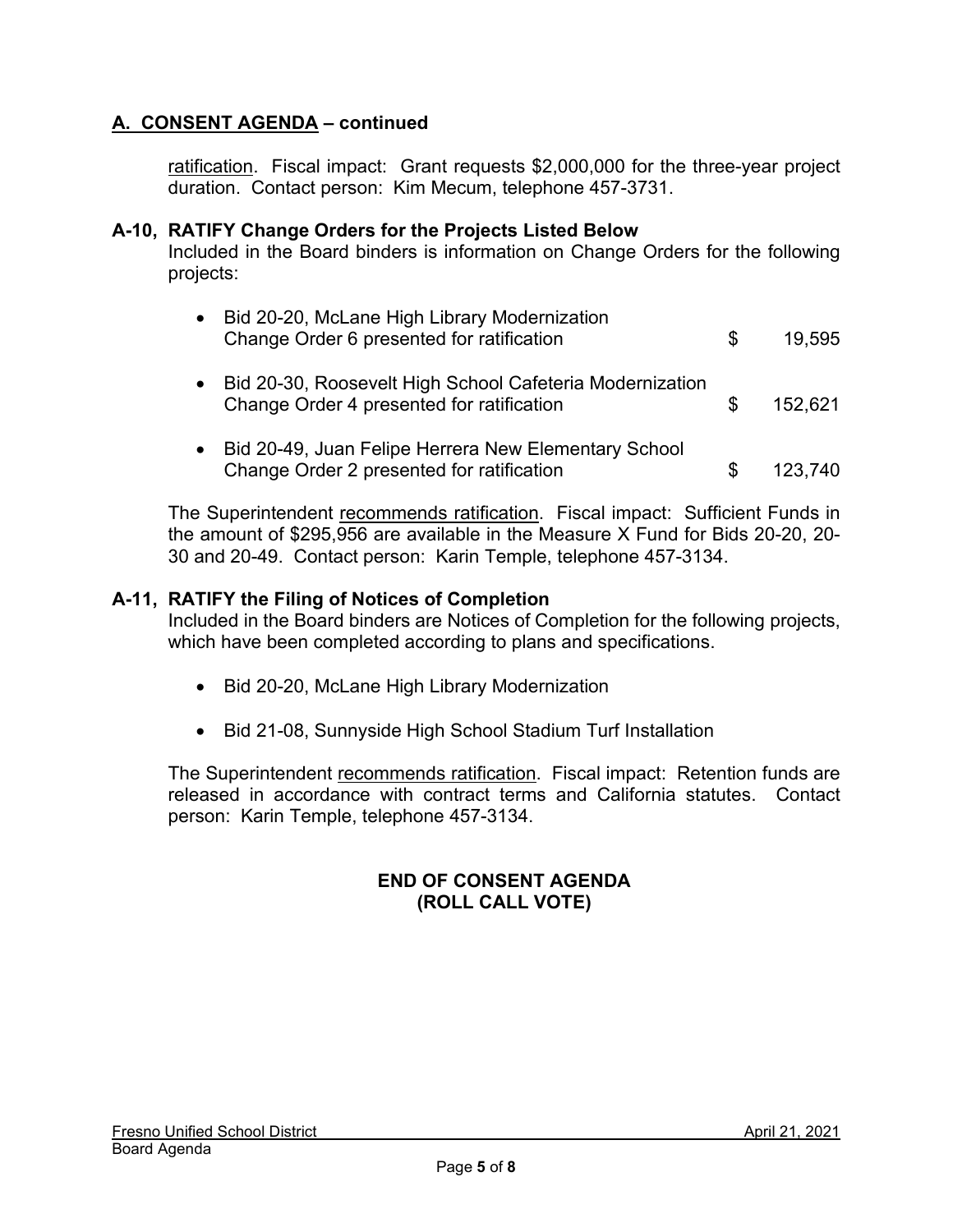## A. CONSENT AGENDA – continued

ratification. Fiscal impact: Grant requests $2,000,000 for the three-year project duration. Contact person: Kim Mecum, telephone 457-3731.

### A-10, RATIFY Change Orders for the Projects Listed Below

Included in the Board binders is information on Change Orders for the following projects:

- Bid 20-20, McLane High Library Modernization
  Change Order 6 presented for ratification $ 19,595
- Bid 20-30, Roosevelt High School Cafeteria Modernization
  Change Order 4 presented for ratification $ 152,621
- Bid 20-49, Juan Felipe Herrera New Elementary School
  Change Order 2 presented for ratification $ 123,740

The Superintendent recommends ratification. Fiscal impact: Sufficient Funds in the amount of $295,956 are available in the Measure X Fund for Bids 20-20, 20-30 and 20-49. Contact person: Karin Temple, telephone 457-3134.

### A-11, RATIFY the Filing of Notices of Completion

Included in the Board binders are Notices of Completion for the following projects, which have been completed according to plans and specifications.

- Bid 20-20, McLane High Library Modernization
- Bid 21-08, Sunnyside High School Stadium Turf Installation

The Superintendent recommends ratification. Fiscal impact: Retention funds are released in accordance with contract terms and California statutes. Contact person: Karin Temple, telephone 457-3134.

**END OF CONSENT AGENDA**
**(ROLL CALL VOTE)**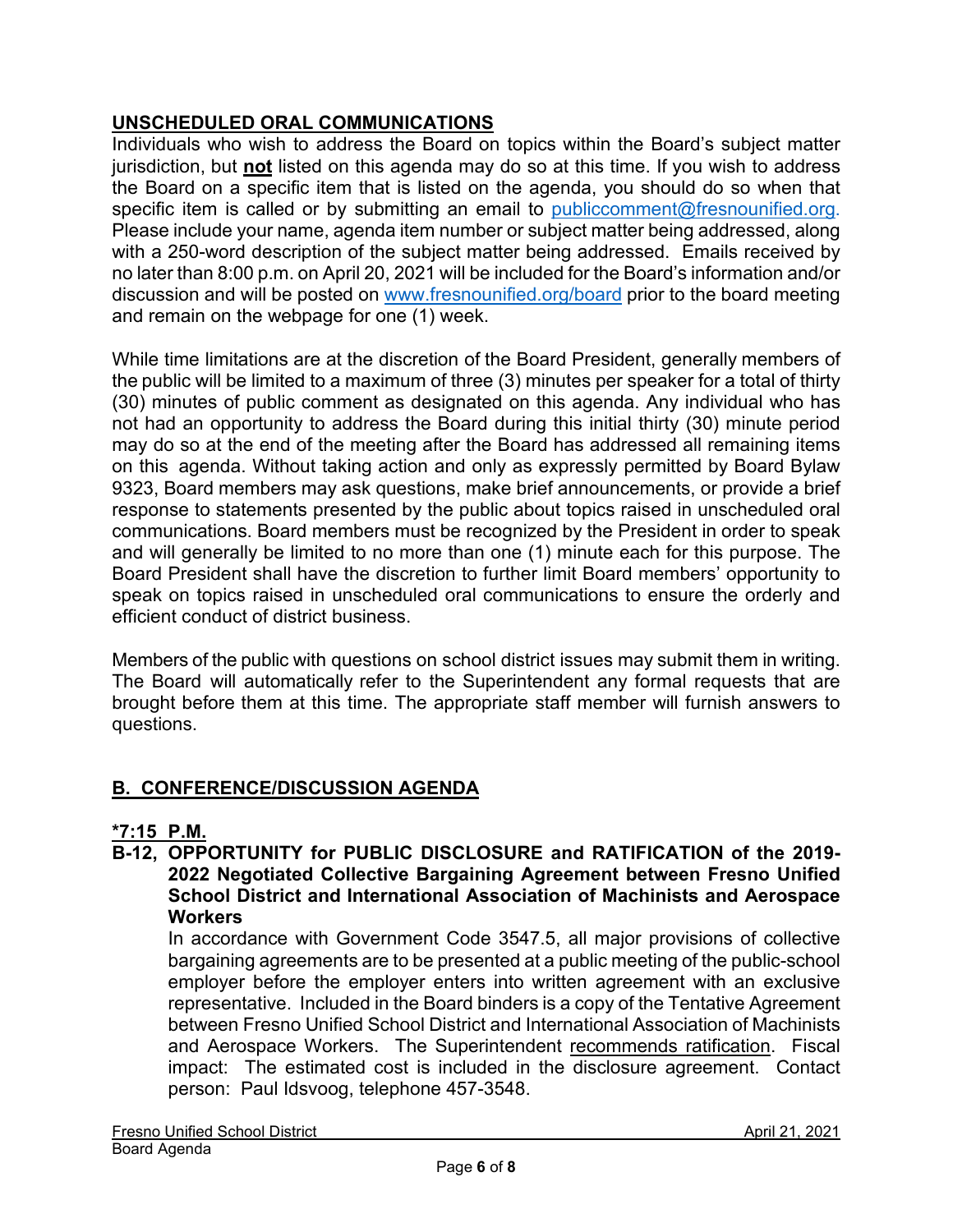## UNSCHEDULED ORAL COMMUNICATIONS

Individuals who wish to address the Board on topics within the Board's subject matter jurisdiction, but **not** listed on this agenda may do so at this time. If you wish to address the Board on a specific item that is listed on the agenda, you should do so when that specific item is called or by submitting an email to publiccomment@fresnounified.org. Please include your name, agenda item number or subject matter being addressed, along with a 250-word description of the subject matter being addressed. Emails received by no later than 8:00 p.m. on April 20, 2021 will be included for the Board's information and/or discussion and will be posted on www.fresnounified.org/board prior to the board meeting and remain on the webpage for one (1) week.

While time limitations are at the discretion of the Board President, generally members of the public will be limited to a maximum of three (3) minutes per speaker for a total of thirty (30) minutes of public comment as designated on this agenda. Any individual who has not had an opportunity to address the Board during this initial thirty (30) minute period may do so at the end of the meeting after the Board has addressed all remaining items on this agenda. Without taking action and only as expressly permitted by Board Bylaw 9323, Board members may ask questions, make brief announcements, or provide a brief response to statements presented by the public about topics raised in unscheduled oral communications. Board members must be recognized by the President in order to speak and will generally be limited to no more than one (1) minute each for this purpose. The Board President shall have the discretion to further limit Board members' opportunity to speak on topics raised in unscheduled oral communications to ensure the orderly and efficient conduct of district business.

Members of the public with questions on school district issues may submit them in writing. The Board will automatically refer to the Superintendent any formal requests that are brought before them at this time. The appropriate staff member will furnish answers to questions.

## B. CONFERENCE/DISCUSSION AGENDA

**\*7:15 P.M.**

**B-12, OPPORTUNITY for PUBLIC DISCLOSURE and RATIFICATION of the 2019-2022 Negotiated Collective Bargaining Agreement between Fresno Unified School District and International Association of Machinists and Aerospace Workers**

In accordance with Government Code 3547.5, all major provisions of collective bargaining agreements are to be presented at a public meeting of the public-school employer before the employer enters into written agreement with an exclusive representative. Included in the Board binders is a copy of the Tentative Agreement between Fresno Unified School District and International Association of Machinists and Aerospace Workers. The Superintendent recommends ratification. Fiscal impact: The estimated cost is included in the disclosure agreement. Contact person: Paul Idsvoog, telephone 457-3548.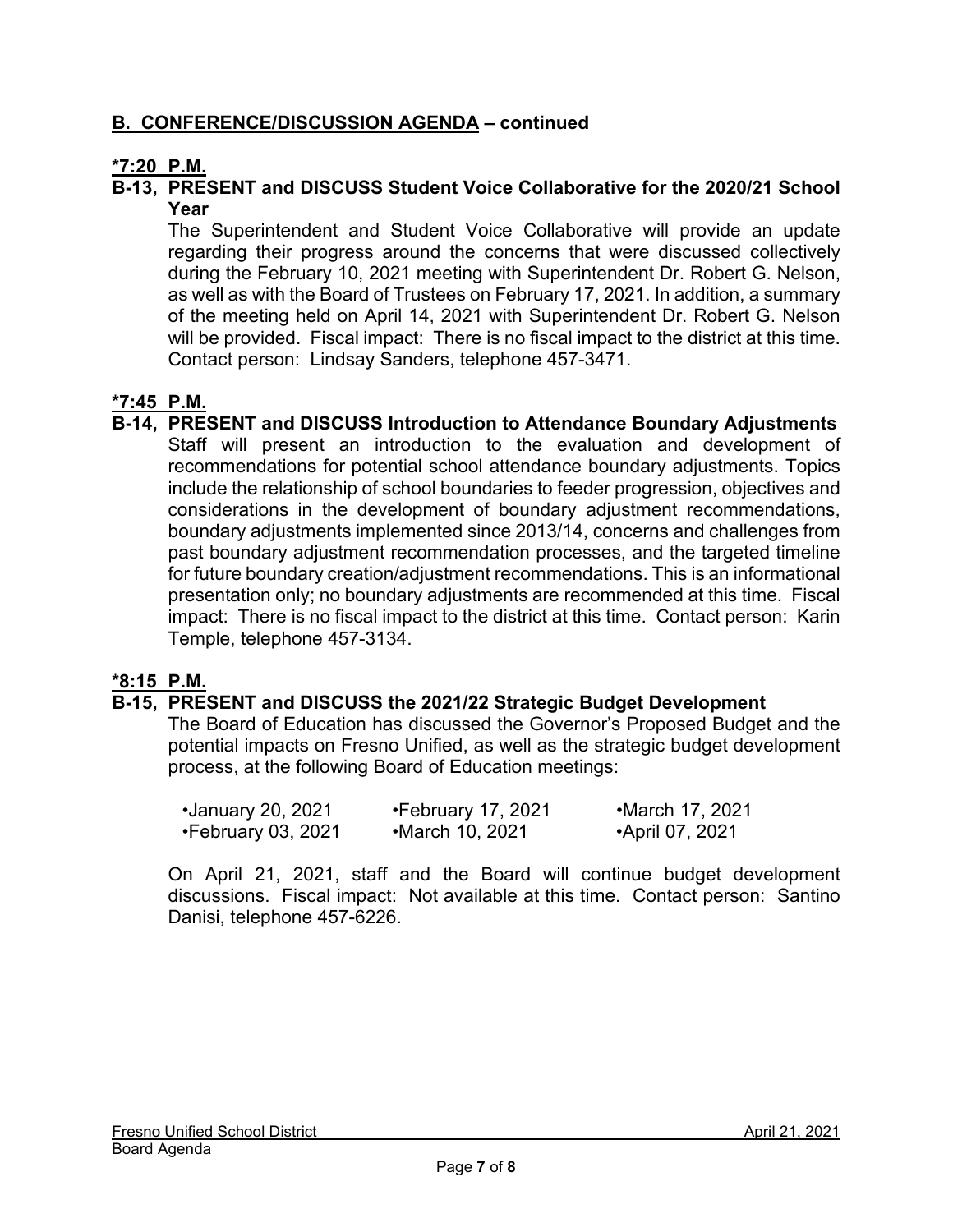## B. CONFERENCE/DISCUSSION AGENDA – continued

**\*7:20 P.M.**

**B-13, PRESENT and DISCUSS Student Voice Collaborative for the 2020/21 School Year**

The Superintendent and Student Voice Collaborative will provide an update regarding their progress around the concerns that were discussed collectively during the February 10, 2021 meeting with Superintendent Dr. Robert G. Nelson, as well as with the Board of Trustees on February 17, 2021. In addition, a summary of the meeting held on April 14, 2021 with Superintendent Dr. Robert G. Nelson will be provided. Fiscal impact: There is no fiscal impact to the district at this time. Contact person: Lindsay Sanders, telephone 457-3471.

**\*7:45 P.M.**

**B-14, PRESENT and DISCUSS Introduction to Attendance Boundary Adjustments**

Staff will present an introduction to the evaluation and development of recommendations for potential school attendance boundary adjustments. Topics include the relationship of school boundaries to feeder progression, objectives and considerations in the development of boundary adjustment recommendations, boundary adjustments implemented since 2013/14, concerns and challenges from past boundary adjustment recommendation processes, and the targeted timeline for future boundary creation/adjustment recommendations. This is an informational presentation only; no boundary adjustments are recommended at this time. Fiscal impact: There is no fiscal impact to the district at this time. Contact person: Karin Temple, telephone 457-3134.

**\*8:15 P.M.**

**B-15, PRESENT and DISCUSS the 2021/22 Strategic Budget Development**

The Board of Education has discussed the Governor's Proposed Budget and the potential impacts on Fresno Unified, as well as the strategic budget development process, at the following Board of Education meetings:

- January 20, 2021
- February 03, 2021
- February 17, 2021
- March 10, 2021
- March 17, 2021
- April 07, 2021

On April 21, 2021, staff and the Board will continue budget development discussions. Fiscal impact: Not available at this time. Contact person: Santino Danisi, telephone 457-6226.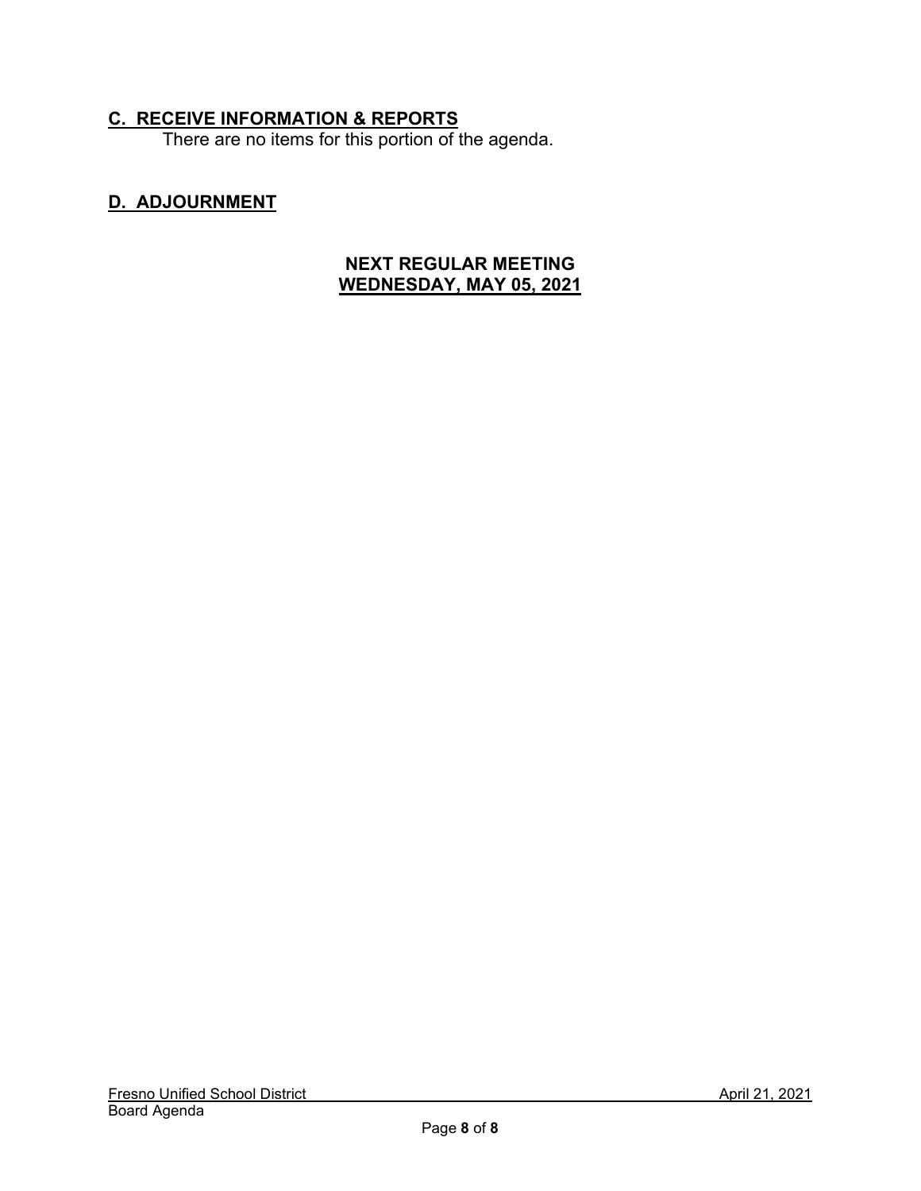## C. RECEIVE INFORMATION & REPORTS

There are no items for this portion of the agenda.

## D. ADJOURNMENT

**NEXT REGULAR MEETING**
**WEDNESDAY, MAY 05, 2021**